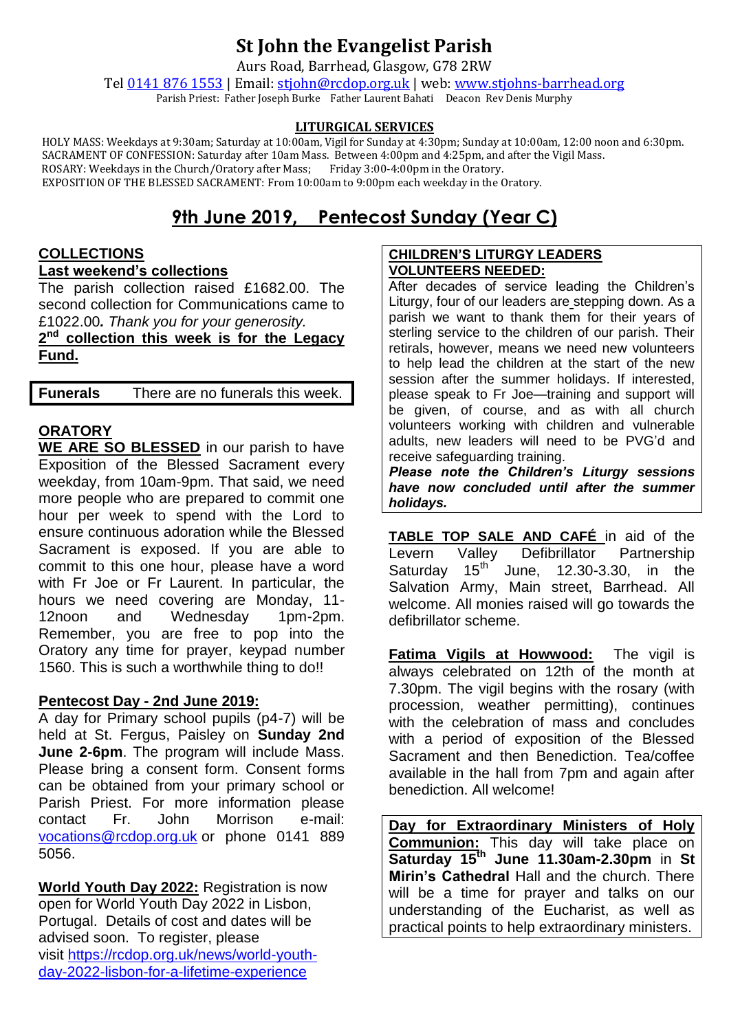# St John the Evangelist Parish

Aurs Road, Barrhead, Glasgow, G78 2RW

Tel 0141 876 1553 | Email: stjohn@rcdop.org.uk | web: www.stjohns-barrhead.org

Parish Priest: Father Joseph Burke Father Laurent Bahati Deacon Rev Denis Murphy

**LITURGICAL SERVICES**

HOLY MASS: Weekdays at 9:30am; Saturday at 10:00am, Vigil for Sunday at 4:30pm; Sunday at 10:00am, 12:00 noon and 6:30pm.
SACRAMENT OF CONFESSION: Saturday after 10am Mass. Between 4:00pm and 4:25pm, and after the Vigil Mass.
ROSARY: Weekdays in the Church/Oratory after Mass; Friday 3:00-4:00pm in the Oratory.
EXPOSITION OF THE BLESSED SACRAMENT: From 10:00am to 9:00pm each weekday in the Oratory.

## 9th June 2019, Pentecost Sunday (Year C)

### COLLECTIONS

**Last weekend's collections**

The parish collection raised £1682.00. The second collection for Communications came to £1022.00*. Thank you for your generosity.*

**2nd collection this week is for the Legacy Fund.**

**Funerals** There are no funerals this week.

### ORATORY

**WE ARE SO BLESSED** in our parish to have Exposition of the Blessed Sacrament every weekday, from 10am-9pm. That said, we need more people who are prepared to commit one hour per week to spend with the Lord to ensure continuous adoration while the Blessed Sacrament is exposed. If you are able to commit to this one hour, please have a word with Fr Joe or Fr Laurent. In particular, the hours we need covering are Monday, 11-12noon and Wednesday 1pm-2pm. Remember, you are free to pop into the Oratory any time for prayer, keypad number 1560. This is such a worthwhile thing to do!!

**Pentecost Day - 2nd June 2019:**

A day for Primary school pupils (p4-7) will be held at St. Fergus, Paisley on **Sunday 2nd June 2-6pm**. The program will include Mass. Please bring a consent form. Consent forms can be obtained from your primary school or Parish Priest. For more information please contact Fr. John Morrison e-mail: vocations@rcdop.org.uk or phone 0141 889 5056.

**World Youth Day 2022:** Registration is now open for World Youth Day 2022 in Lisbon, Portugal. Details of cost and dates will be advised soon. To register, please visit https://rcdop.org.uk/news/world-youth-day-2022-lisbon-for-a-lifetime-experience

**CHILDREN'S LITURGY LEADERS VOLUNTEERS NEEDED:**

After decades of service leading the Children's Liturgy, four of our leaders are stepping down. As a parish we want to thank them for their years of sterling service to the children of our parish. Their retirals, however, means we need new volunteers to help lead the children at the start of the new session after the summer holidays. If interested, please speak to Fr Joe—training and support will be given, of course, and as with all church volunteers working with children and vulnerable adults, new leaders will need to be PVG'd and receive safeguarding training.

***Please note the Children's Liturgy sessions have now concluded until after the summer holidays.***

**TABLE TOP SALE AND CAFÉ** in aid of the Levern Valley Defibrillator Partnership Saturday 15th June, 12.30-3.30, in the Salvation Army, Main street, Barrhead. All welcome. All monies raised will go towards the defibrillator scheme.

**Fatima Vigils at Howwood:** The vigil is always celebrated on 12th of the month at 7.30pm. The vigil begins with the rosary (with procession, weather permitting), continues with the celebration of mass and concludes with a period of exposition of the Blessed Sacrament and then Benediction. Tea/coffee available in the hall from 7pm and again after benediction. All welcome!

**Day for Extraordinary Ministers of Holy Communion:** This day will take place on **Saturday 15th June 11.30am-2.30pm** in **St Mirin's Cathedral** Hall and the church. There will be a time for prayer and talks on our understanding of the Eucharist, as well as practical points to help extraordinary ministers.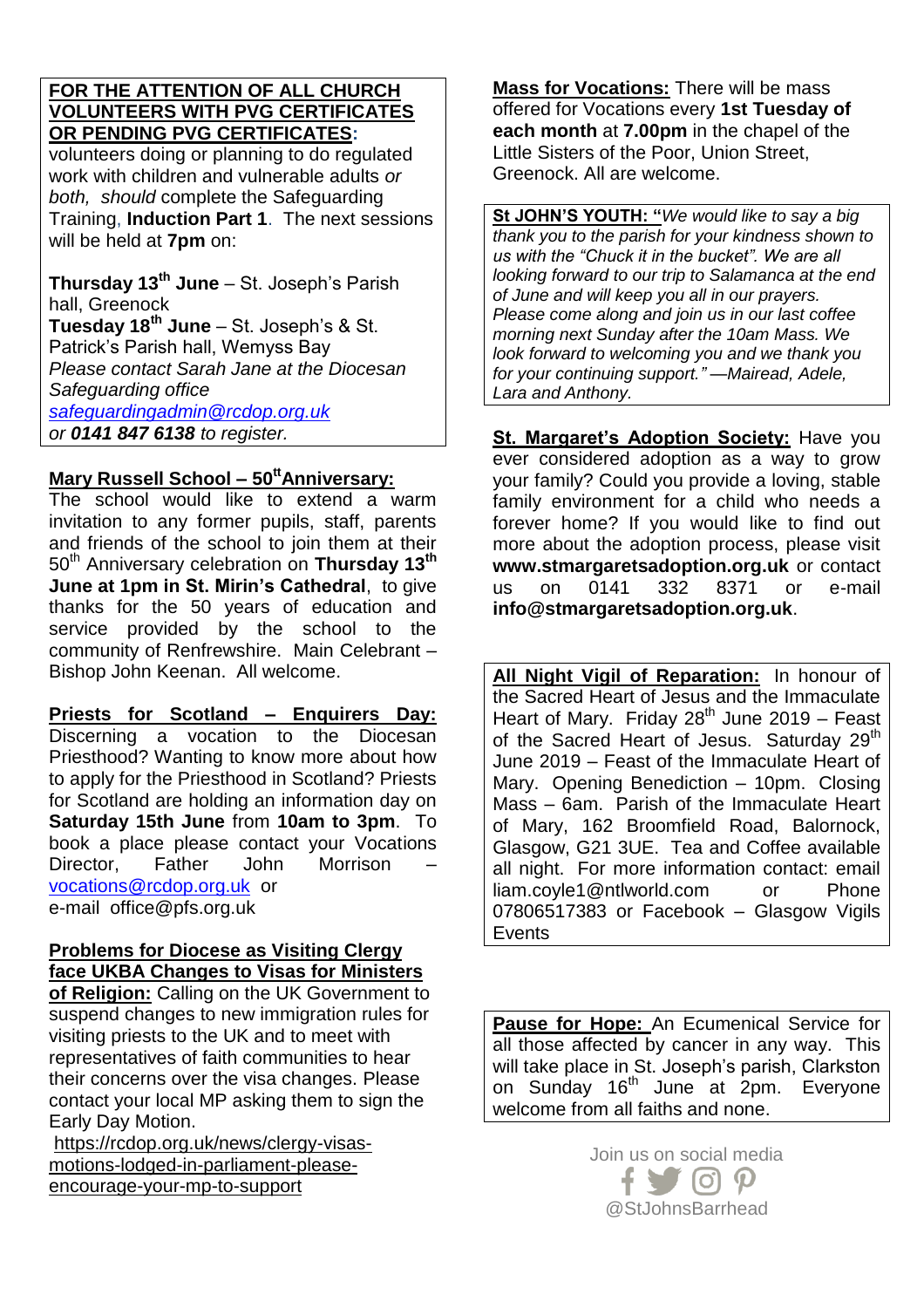**FOR THE ATTENTION OF ALL CHURCH VOLUNTEERS WITH PVG CERTIFICATES OR PENDING PVG CERTIFICATES:**
volunteers doing or planning to do regulated work with children and vulnerable adults *or both, should* complete the Safeguarding Training, **Induction Part 1**. The next sessions will be held at **7pm** on:

**Thursday 13th June** – St. Joseph's Parish hall, Greenock
**Tuesday 18th June** – St. Joseph's & St. Patrick's Parish hall, Wemyss Bay
*Please contact Sarah Jane at the Diocesan Safeguarding office*
*safeguardingadmin@rcdop.org.uk*
*or* ***0141 847 6138*** *to register.*

**Mary Russell School – 50th Anniversary:**
The school would like to extend a warm invitation to any former pupils, staff, parents and friends of the school to join them at their 50th Anniversary celebration on **Thursday 13th June at 1pm in St. Mirin's Cathedral**, to give thanks for the 50 years of education and service provided by the school to the community of Renfrewshire. Main Celebrant – Bishop John Keenan. All welcome.

**Priests for Scotland – Enquirers Day:**
Discerning a vocation to the Diocesan Priesthood? Wanting to know more about how to apply for the Priesthood in Scotland? Priests for Scotland are holding an information day on **Saturday 15th June** from **10am to 3pm**. To book a place please contact your Vocations Director, Father John Morrison – vocations@rcdop.org.uk or
e-mail office@pfs.org.uk

**Problems for Diocese as Visiting Clergy face UKBA Changes to Visas for Ministers of Religion:** Calling on the UK Government to suspend changes to new immigration rules for visiting priests to the UK and to meet with representatives of faith communities to hear their concerns over the visa changes. Please contact your local MP asking them to sign the Early Day Motion.
https://rcdop.org.uk/news/clergy-visas-motions-lodged-in-parliament-please-encourage-your-mp-to-support

**Mass for Vocations:** There will be mass offered for Vocations every **1st Tuesday of each month** at **7.00pm** in the chapel of the Little Sisters of the Poor, Union Street, Greenock. All are welcome.

**St JOHN'S YOUTH: "***We would like to say a big thank you to the parish for your kindness shown to us with the "Chuck it in the bucket". We are all looking forward to our trip to Salamanca at the end of June and will keep you all in our prayers. Please come along and join us in our last coffee morning next Sunday after the 10am Mass. We look forward to welcoming you and we thank you for your continuing support." —Mairead, Adele, Lara and Anthony.*

**St. Margaret's Adoption Society:** Have you ever considered adoption as a way to grow your family? Could you provide a loving, stable family environment for a child who needs a forever home? If you would like to find out more about the adoption process, please visit **www.stmargaretsadoption.org.uk** or contact us on 0141 332 8371 or e-mail **info@stmargaretsadoption.org.uk**.

**All Night Vigil of Reparation:** In honour of the Sacred Heart of Jesus and the Immaculate Heart of Mary. Friday 28th June 2019 – Feast of the Sacred Heart of Jesus. Saturday 29th June 2019 – Feast of the Immaculate Heart of Mary. Opening Benediction – 10pm. Closing Mass – 6am. Parish of the Immaculate Heart of Mary, 162 Broomfield Road, Balornock, Glasgow, G21 3UE. Tea and Coffee available all night. For more information contact: email liam.coyle1@ntlworld.com or Phone 07806517383 or Facebook – Glasgow Vigils Events

**Pause for Hope:** An Ecumenical Service for all those affected by cancer in any way. This will take place in St. Joseph's parish, Clarkston on Sunday 16th June at 2pm. Everyone welcome from all faiths and none.

Join us on social media
@StJohnsBarrhead